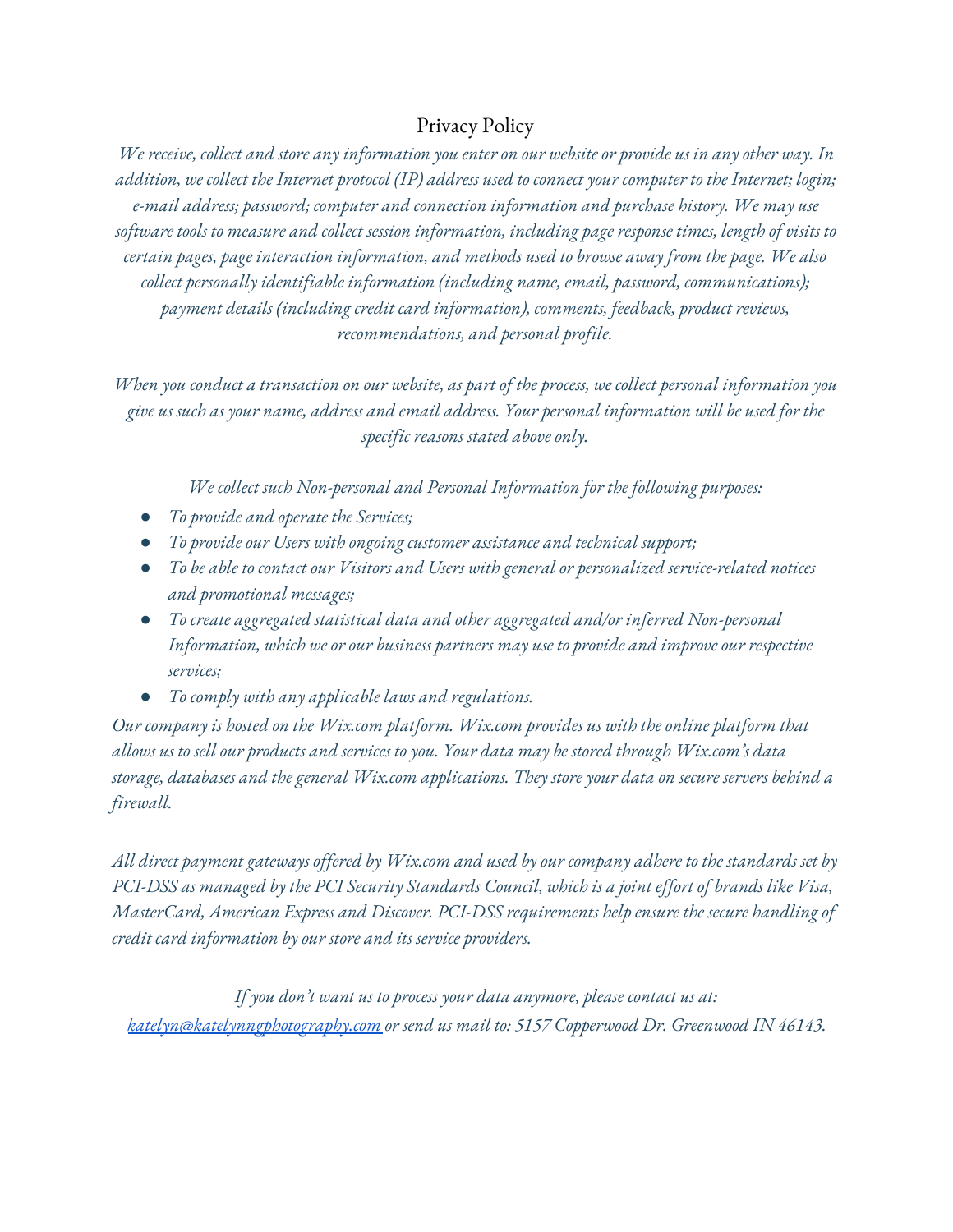# Privacy Policy

*We receive, collect and store any information you enter on our website or provide us in any other way. In addition, we collect the Internet protocol (IP) address used to connect your computer to the Internet; login; e-mail address; password; computer and connection information and purchase history. We may use software tools to measure and collect session information, including page response times, length of visits to certain pages, page interaction information, and methods used to browse away from the page. We also collect personally identifiable information (including name, email, password, communications); payment details (including credit card information), comments, feedback, product reviews, recommendations, and personal profile.*

*When you conduct a transaction on our website, as part of the process, we collect personal information you give us such as your name, address and email address. Your personal information will be used for the specific reasons stated above only.*

*We collect such Non-personal and Personal Information for the following purposes:*

- *To provide and operate the Services;*
- *To provide our Users with ongoing customer assistance and technical support;*
- *To be able to contact our Visitors and Users with general or personalized service-related notices and promotional messages;*
- *To create aggregated statistical data and other aggregated and/or inferred Non-personal Information, which we or our business partners may use to provide and improve our respective services;*
- *To comply with any applicable laws and regulations.*

*Our company is hosted on the Wix.com platform. Wix.com provides us with the online platform that allows us to sell our products and services to you. Your data may be stored through Wix.com's data storage, databases and the general Wix.com applications. They store your data on secure servers behind a firewall.*

*All direct payment gateways offered by Wix.com and used by our company adhere to the standards set by PCI-DSS as managed by the PCI Security Standards Council, which is a joint effort of brands like Visa, MasterCard, American Express and Discover. PCI-DSS requirements help ensure the secure handling of credit card information by our store and its service providers.*

*If you don't want us to process your data anymore, please contact us at: [katelyn@katelynngphotography.com](mailto:katelyn@katelynngphotography.com) or send us mail to: 5157 Copperwood Dr. Greenwood IN 46143.*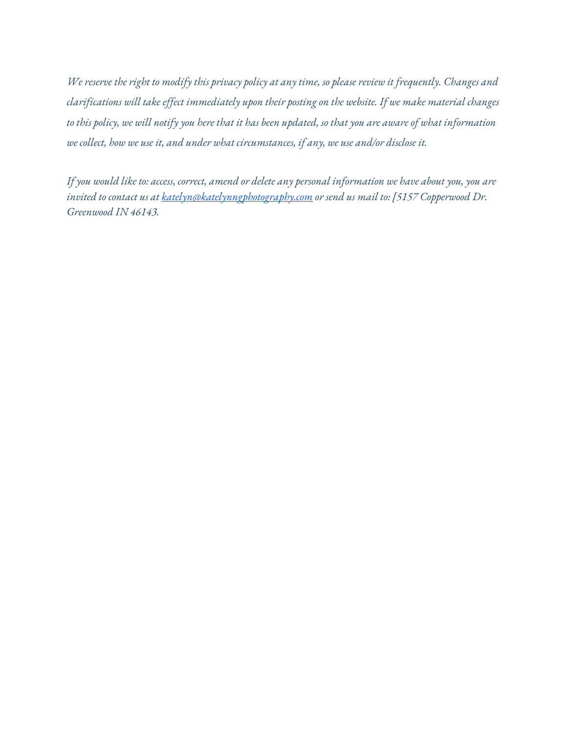*We reserve the right to modify this privacy policy at any time, so please review it frequently. Changes and clarifications will take effect immediately upon their posting on the website. If we make material changes to this policy, we will notify you here that it has been updated, so that you are aware of what information we collect, how we use it, and under what circumstances, if any, we use and/or disclose it.*

*If you would like to: access, correct, amend or delete any personal information we have about you, you are invited to contact us at [katelyn@katelynngphotography.com](mailto:katelyn@katelynngphotography.com) or send us mail to: [5157 Copperwood Dr. Greenwood IN 46143.*